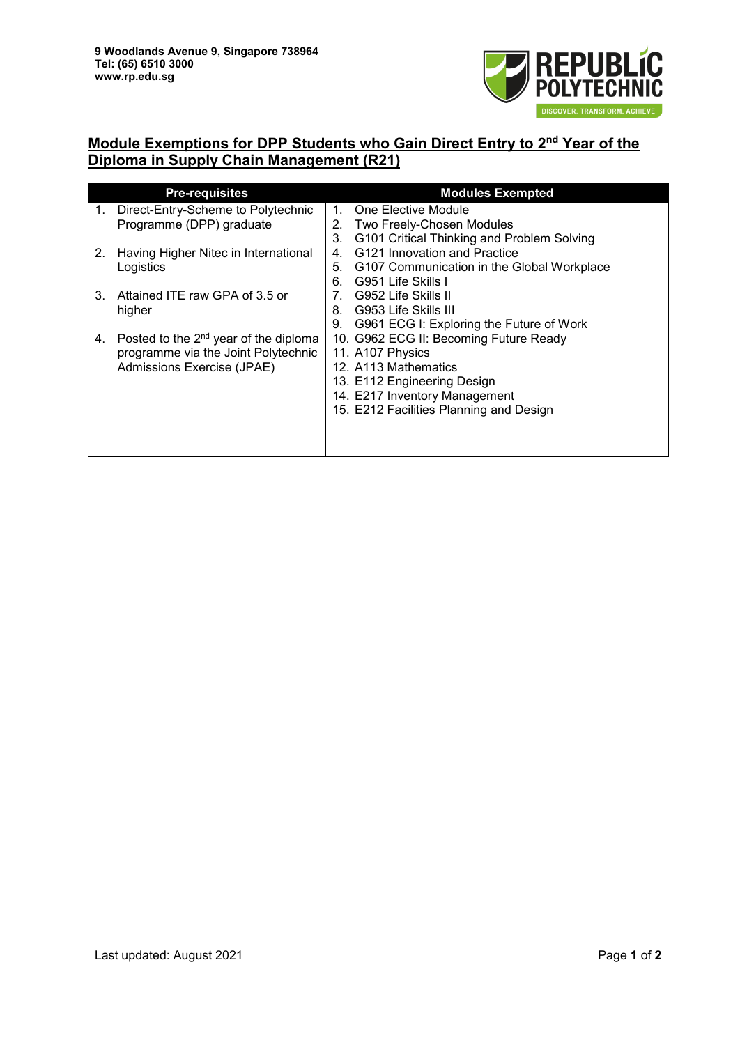9 Woodlands Avenue 9, Singapore 738964
Tel: (65) 6510 3000
www.rp.edu.sg

# Module Exemptions for DPP Students who Gain Direct Entry to 2nd Year of the Diploma in Supply Chain Management (R21)

| Pre-requisites | Modules Exempted |
|---|---|
| 1. Direct-Entry-Scheme to Polytechnic Programme (DPP) graduate<br>2. Having Higher Nitec in International Logistics<br>3. Attained ITE raw GPA of 3.5 or higher<br>4. Posted to the 2nd year of the diploma programme via the Joint Polytechnic Admissions Exercise (JPAE) | 1. One Elective Module<br>2. Two Freely-Chosen Modules<br>3. G101 Critical Thinking and Problem Solving<br>4. G121 Innovation and Practice<br>5. G107 Communication in the Global Workplace<br>6. G951 Life Skills I<br>7. G952 Life Skills II<br>8. G953 Life Skills III<br>9. G961 ECG I: Exploring the Future of Work<br>10. G962 ECG II: Becoming Future Ready<br>11. A107 Physics<br>12. A113 Mathematics<br>13. E112 Engineering Design<br>14. E217 Inventory Management<br>15. E212 Facilities Planning and Design |

Last updated: August 2021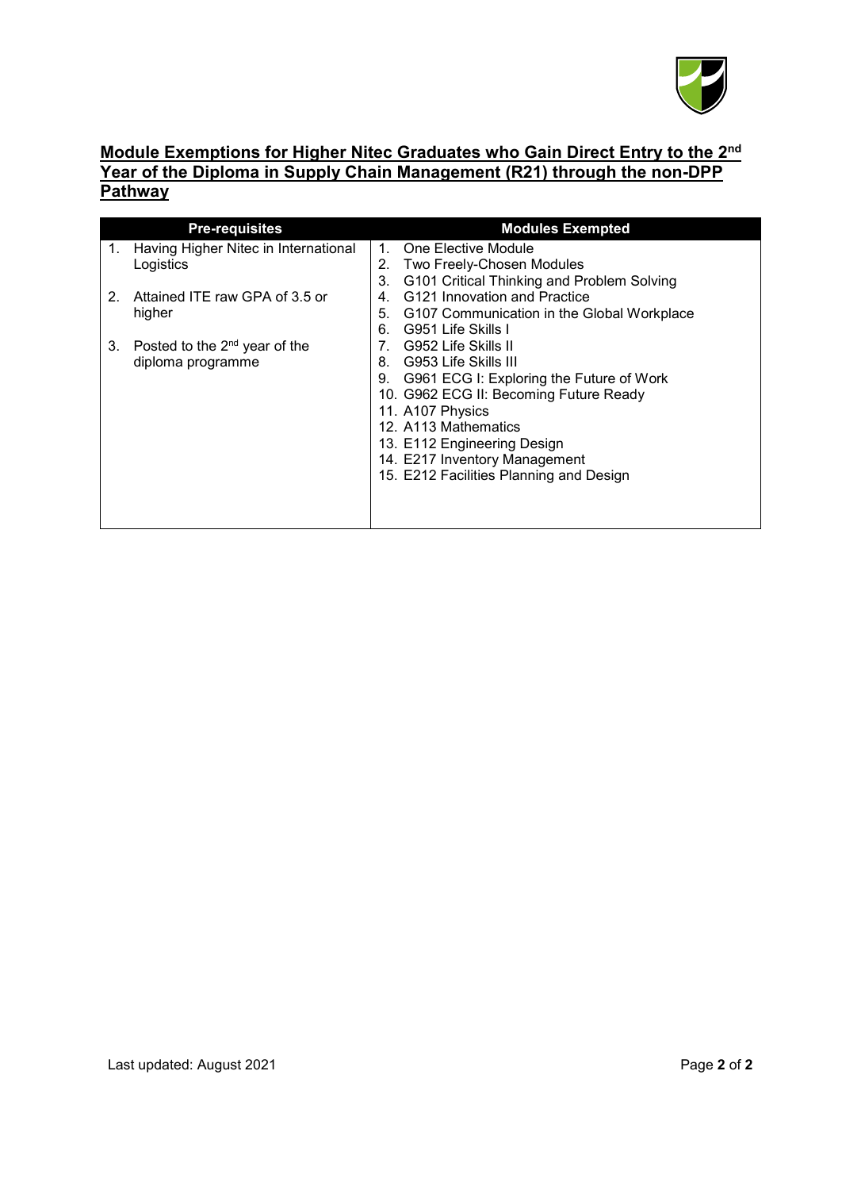## Module Exemptions for Higher Nitec Graduates who Gain Direct Entry to the 2nd Year of the Diploma in Supply Chain Management (R21) through the non-DPP Pathway

| Pre-requisites | Modules Exempted |
| --- | --- |
| 1. Having Higher Nitec in International Logistics<br><br>2. Attained ITE raw GPA of 3.5 or higher<br><br>3. Posted to the 2nd year of the diploma programme | 1. One Elective Module<br>2. Two Freely-Chosen Modules<br>3. G101 Critical Thinking and Problem Solving<br>4. G121 Innovation and Practice<br>5. G107 Communication in the Global Workplace<br>6. G951 Life Skills I<br>7. G952 Life Skills II<br>8. G953 Life Skills III<br>9. G961 ECG I: Exploring the Future of Work<br>10. G962 ECG II: Becoming Future Ready<br>11. A107 Physics<br>12. A113 Mathematics<br>13. E112 Engineering Design<br>14. E217 Inventory Management<br>15. E212 Facilities Planning and Design |

Last updated: August 2021